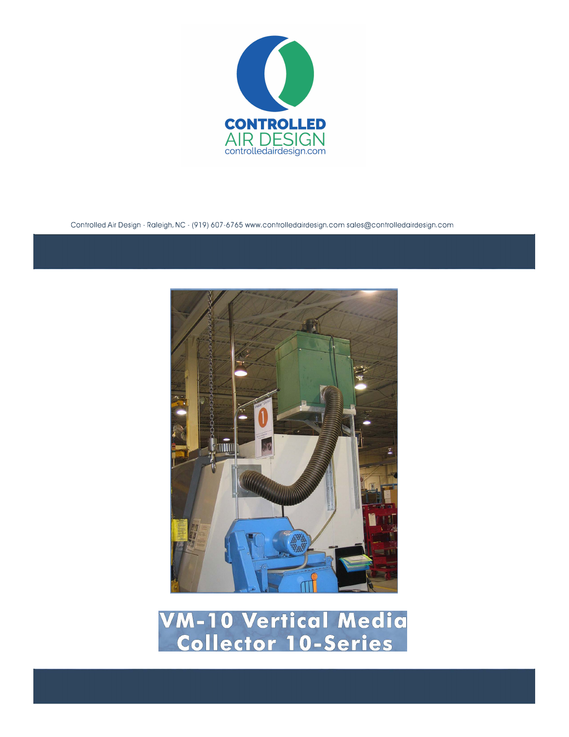CONTROLLED AIR DESIGN
controlledairdesign.com

Controlled Air Design - Raleigh, NC - (919) 607-6765 www.controlledairdesign.com sales@controlledairdesign.com

# VM-10 Vertical Media Collector 10-Series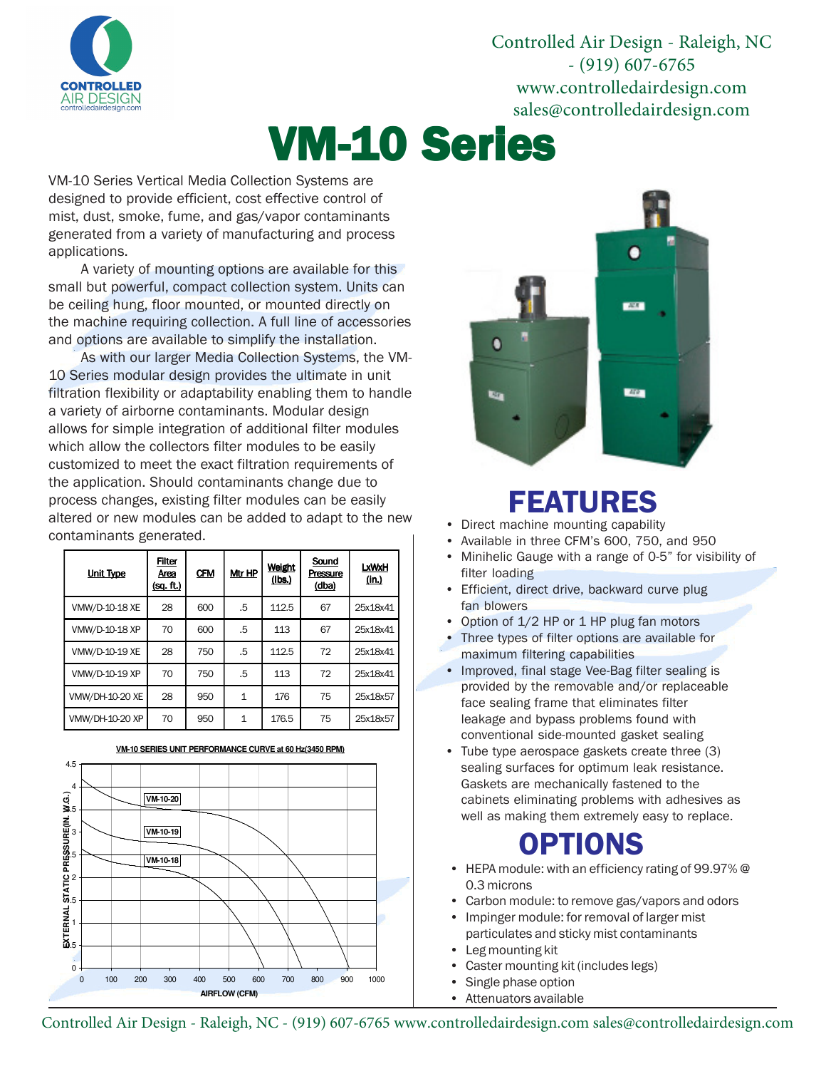Controlled Air Design - Raleigh, NC - (919) 607-6765
www.controlledairdesign.com
sales@controlledairdesign.com

# VM-10 Series

VM-10 Series Vertical Media Collection Systems are designed to provide efficient, cost effective control of mist, dust, smoke, fume, and gas/vapor contaminants generated from a variety of manufacturing and process applications.

A variety of mounting options are available for this small but powerful, compact collection system. Units can be ceiling hung, floor mounted, or mounted directly on the machine requiring collection. A full line of accessories and options are available to simplify the installation.

As with our larger Media Collection Systems, the VM-10 Series modular design provides the ultimate in unit filtration flexibility or adaptability enabling them to handle a variety of airborne contaminants. Modular design allows for simple integration of additional filter modules which allow the collectors filter modules to be easily customized to meet the exact filtration requirements of the application. Should contaminants change due to process changes, existing filter modules can be easily altered or new modules can be added to adapt to the new contaminants generated.

| Unit Type | Filter Area (sq. ft.) | CFM | Mtr HP | Weight (lbs.) | Sound Pressure (dba) | LxWxH (in.) |
|---|---|---|---|---|---|---|
| VMW/D-10-18 XE | 28 | 600 | .5 | 112.5 | 67 | 25x18x41 |
| VMW/D-10-18 XP | 70 | 600 | .5 | 113 | 67 | 25x18x41 |
| VMW/D-10-19 XE | 28 | 750 | .5 | 112.5 | 72 | 25x18x41 |
| VMW/D-10-19 XP | 70 | 750 | .5 | 113 | 72 | 25x18x41 |
| VMW/DH-10-20 XE | 28 | 950 | 1 | 176 | 75 | 25x18x57 |
| VMW/DH-10-20 XP | 70 | 950 | 1 | 176.5 | 75 | 25x18x57 |

VM-10 SERIES UNIT PERFORMANCE CURVE at 60 Hz(3450 RPM)

EXTERNAL STATIC PRESSURE (IN. W.G.)

4.5, 4, 3.5, 3, 2.5, 2, 1.5, 1, .5, 0

VM-10-20

VM-10-19

VM-10-18

0, 100, 200, 300, 400, 500, 600, 700, 800, 900, 1000

AIRFLOW (CFM)

## FEATURES

- Direct machine mounting capability
- Available in three CFM's 600, 750, and 950
- Minihelic Gauge with a range of 0-5" for visibility of filter loading
- Efficient, direct drive, backward curve plug fan blowers
- Option of 1/2 HP or 1 HP plug fan motors
- Three types of filter options are available for maximum filtering capabilities
- Improved, final stage Vee-Bag filter sealing is provided by the removable and/or replaceable face sealing frame that eliminates filter leakage and bypass problems found with conventional side-mounted gasket sealing
- Tube type aerospace gaskets create three (3) sealing surfaces for optimum leak resistance. Gaskets are mechanically fastened to the cabinets eliminating problems with adhesives as well as making them extremely easy to replace.

## OPTIONS

- HEPA module: with an efficiency rating of 99.97% @ 0.3 microns
- Carbon module: to remove gas/vapors and odors
- Impinger module: for removal of larger mist particulates and sticky mist contaminants
- Leg mounting kit
- Caster mounting kit (includes legs)
- Single phase option
- Attenuators available